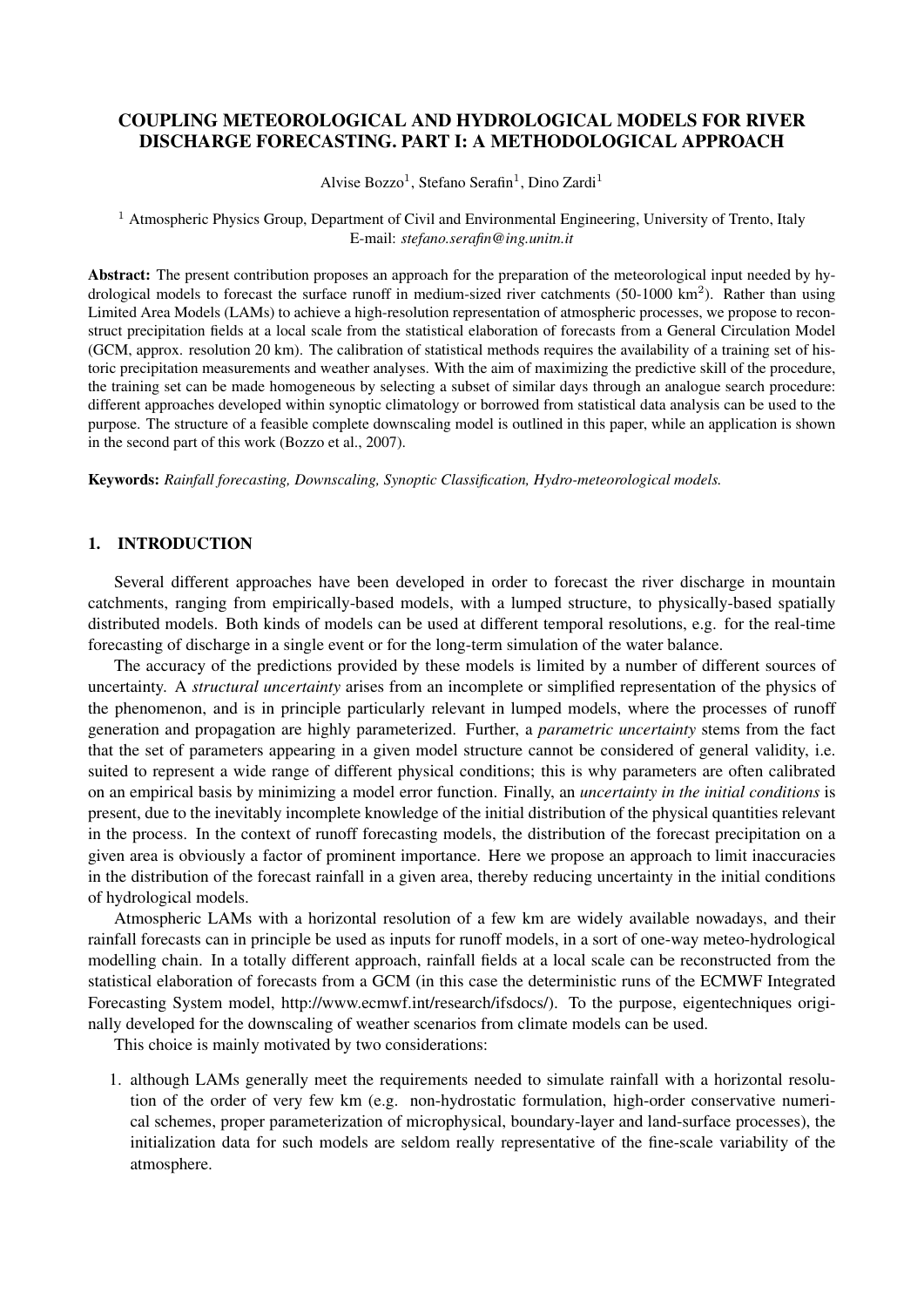# COUPLING METEOROLOGICAL AND HYDROLOGICAL MODELS FOR RIVER DISCHARGE FORECASTING. PART I: A METHODOLOGICAL APPROACH

Alvise Bozzo[1], Stefano Serafin[1], Dino Zardi[1]

[1] Atmospheric Physics Group, Department of Civil and Environmental Engineering, University of Trento, Italy
E-mail: *stefano.serafin@ing.unitn.it*

**Abstract:** The present contribution proposes an approach for the preparation of the meteorological input needed by hydrological models to forecast the surface runoff in medium-sized river catchments (50-1000 km$^2$). Rather than using Limited Area Models (LAMs) to achieve a high-resolution representation of atmospheric processes, we propose to reconstruct precipitation fields at a local scale from the statistical elaboration of forecasts from a General Circulation Model (GCM, approx. resolution 20 km). The calibration of statistical methods requires the availability of a training set of historic precipitation measurements and weather analyses. With the aim of maximizing the predictive skill of the procedure, the training set can be made homogeneous by selecting a subset of similar days through an analogue search procedure: different approaches developed within synoptic climatology or borrowed from statistical data analysis can be used to the purpose. The structure of a feasible complete downscaling model is outlined in this paper, while an application is shown in the second part of this work (Bozzo et al., 2007).

**Keywords:** *Rainfall forecasting, Downscaling, Synoptic Classification, Hydro-meteorological models.*

## 1. INTRODUCTION

Several different approaches have been developed in order to forecast the river discharge in mountain catchments, ranging from empirically-based models, with a lumped structure, to physically-based spatially distributed models. Both kinds of models can be used at different temporal resolutions, e.g. for the real-time forecasting of discharge in a single event or for the long-term simulation of the water balance.

The accuracy of the predictions provided by these models is limited by a number of different sources of uncertainty. A *structural uncertainty* arises from an incomplete or simplified representation of the physics of the phenomenon, and is in principle particularly relevant in lumped models, where the processes of runoff generation and propagation are highly parameterized. Further, a *parametric uncertainty* stems from the fact that the set of parameters appearing in a given model structure cannot be considered of general validity, i.e. suited to represent a wide range of different physical conditions; this is why parameters are often calibrated on an empirical basis by minimizing a model error function. Finally, an *uncertainty in the initial conditions* is present, due to the inevitably incomplete knowledge of the initial distribution of the physical quantities relevant in the process. In the context of runoff forecasting models, the distribution of the forecast precipitation on a given area is obviously a factor of prominent importance. Here we propose an approach to limit inaccuracies in the distribution of the forecast rainfall in a given area, thereby reducing uncertainty in the initial conditions of hydrological models.

Atmospheric LAMs with a horizontal resolution of a few km are widely available nowadays, and their rainfall forecasts can in principle be used as inputs for runoff models, in a sort of one-way meteo-hydrological modelling chain. In a totally different approach, rainfall fields at a local scale can be reconstructed from the statistical elaboration of forecasts from a GCM (in this case the deterministic runs of the ECMWF Integrated Forecasting System model, http://www.ecmwf.int/research/ifsdocs/). To the purpose, eigentechniques originally developed for the downscaling of weather scenarios from climate models can be used.

This choice is mainly motivated by two considerations:

1. although LAMs generally meet the requirements needed to simulate rainfall with a horizontal resolution of the order of very few km (e.g. non-hydrostatic formulation, high-order conservative numerical schemes, proper parameterization of microphysical, boundary-layer and land-surface processes), the initialization data for such models are seldom really representative of the fine-scale variability of the atmosphere.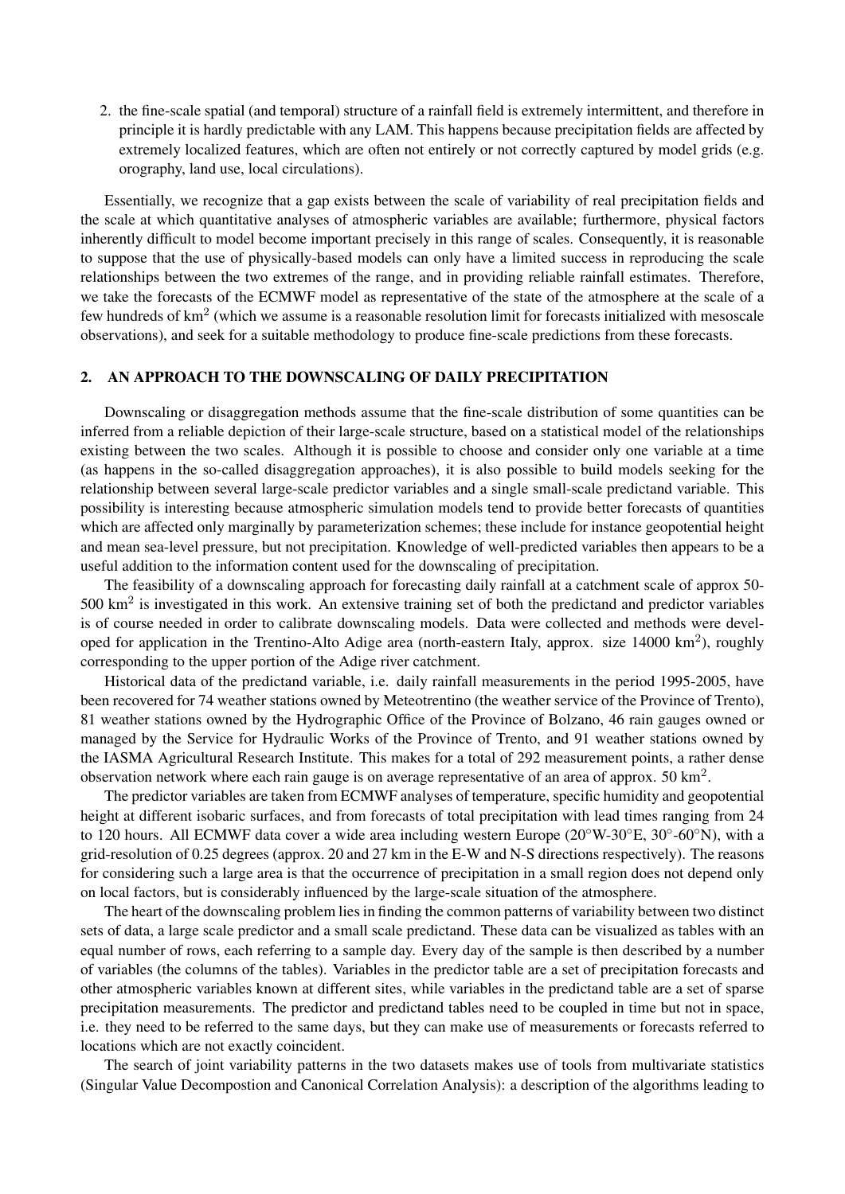2. the fine-scale spatial (and temporal) structure of a rainfall field is extremely intermittent, and therefore in principle it is hardly predictable with any LAM. This happens because precipitation fields are affected by extremely localized features, which are often not entirely or not correctly captured by model grids (e.g. orography, land use, local circulations).

Essentially, we recognize that a gap exists between the scale of variability of real precipitation fields and the scale at which quantitative analyses of atmospheric variables are available; furthermore, physical factors inherently difficult to model become important precisely in this range of scales. Consequently, it is reasonable to suppose that the use of physically-based models can only have a limited success in reproducing the scale relationships between the two extremes of the range, and in providing reliable rainfall estimates. Therefore, we take the forecasts of the ECMWF model as representative of the state of the atmosphere at the scale of a few hundreds of km$^2$ (which we assume is a reasonable resolution limit for forecasts initialized with mesoscale observations), and seek for a suitable methodology to produce fine-scale predictions from these forecasts.

## 2. AN APPROACH TO THE DOWNSCALING OF DAILY PRECIPITATION

Downscaling or disaggregation methods assume that the fine-scale distribution of some quantities can be inferred from a reliable depiction of their large-scale structure, based on a statistical model of the relationships existing between the two scales. Although it is possible to choose and consider only one variable at a time (as happens in the so-called disaggregation approaches), it is also possible to build models seeking for the relationship between several large-scale predictor variables and a single small-scale predictand variable. This possibility is interesting because atmospheric simulation models tend to provide better forecasts of quantities which are affected only marginally by parameterization schemes; these include for instance geopotential height and mean sea-level pressure, but not precipitation. Knowledge of well-predicted variables then appears to be a useful addition to the information content used for the downscaling of precipitation.

The feasibility of a downscaling approach for forecasting daily rainfall at a catchment scale of approx 50-500 km$^2$ is investigated in this work. An extensive training set of both the predictand and predictor variables is of course needed in order to calibrate downscaling models. Data were collected and methods were developed for application in the Trentino-Alto Adige area (north-eastern Italy, approx. size 14000 km$^2$), roughly corresponding to the upper portion of the Adige river catchment.

Historical data of the predictand variable, i.e. daily rainfall measurements in the period 1995-2005, have been recovered for 74 weather stations owned by Meteotrentino (the weather service of the Province of Trento), 81 weather stations owned by the Hydrographic Office of the Province of Bolzano, 46 rain gauges owned or managed by the Service for Hydraulic Works of the Province of Trento, and 91 weather stations owned by the IASMA Agricultural Research Institute. This makes for a total of 292 measurement points, a rather dense observation network where each rain gauge is on average representative of an area of approx. 50 km$^2$.

The predictor variables are taken from ECMWF analyses of temperature, specific humidity and geopotential height at different isobaric surfaces, and from forecasts of total precipitation with lead times ranging from 24 to 120 hours. All ECMWF data cover a wide area including western Europe (20°W-30°E, 30°-60°N), with a grid-resolution of 0.25 degrees (approx. 20 and 27 km in the E-W and N-S directions respectively). The reasons for considering such a large area is that the occurrence of precipitation in a small region does not depend only on local factors, but is considerably influenced by the large-scale situation of the atmosphere.

The heart of the downscaling problem lies in finding the common patterns of variability between two distinct sets of data, a large scale predictor and a small scale predictand. These data can be visualized as tables with an equal number of rows, each referring to a sample day. Every day of the sample is then described by a number of variables (the columns of the tables). Variables in the predictor table are a set of precipitation forecasts and other atmospheric variables known at different sites, while variables in the predictand table are a set of sparse precipitation measurements. The predictor and predictand tables need to be coupled in time but not in space, i.e. they need to be referred to the same days, but they can make use of measurements or forecasts referred to locations which are not exactly coincident.

The search of joint variability patterns in the two datasets makes use of tools from multivariate statistics (Singular Value Decompostion and Canonical Correlation Analysis): a description of the algorithms leading to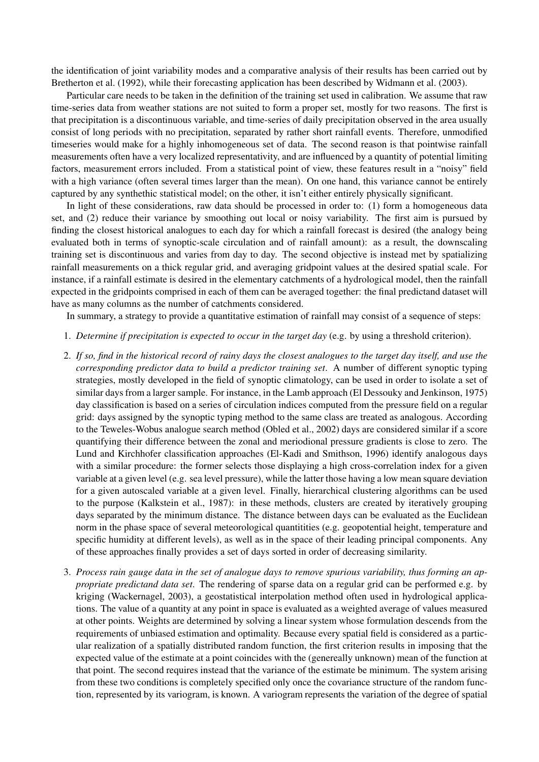the identification of joint variability modes and a comparative analysis of their results has been carried out by Bretherton et al. (1992), while their forecasting application has been described by Widmann et al. (2003).

Particular care needs to be taken in the definition of the training set used in calibration. We assume that raw time-series data from weather stations are not suited to form a proper set, mostly for two reasons. The first is that precipitation is a discontinuous variable, and time-series of daily precipitation observed in the area usually consist of long periods with no precipitation, separated by rather short rainfall events. Therefore, unmodified timeseries would make for a highly inhomogeneous set of data. The second reason is that pointwise rainfall measurements often have a very localized representativity, and are influenced by a quantity of potential limiting factors, measurement errors included. From a statistical point of view, these features result in a "noisy" field with a high variance (often several times larger than the mean). On one hand, this variance cannot be entirely captured by any synthethic statistical model; on the other, it isn't either entirely physically significant.

In light of these considerations, raw data should be processed in order to: (1) form a homogeneous data set, and (2) reduce their variance by smoothing out local or noisy variability. The first aim is pursued by finding the closest historical analogues to each day for which a rainfall forecast is desired (the analogy being evaluated both in terms of synoptic-scale circulation and of rainfall amount): as a result, the downscaling training set is discontinuous and varies from day to day. The second objective is instead met by spatializing rainfall measurements on a thick regular grid, and averaging gridpoint values at the desired spatial scale. For instance, if a rainfall estimate is desired in the elementary catchments of a hydrological model, then the rainfall expected in the gridpoints comprised in each of them can be averaged together: the final predictand dataset will have as many columns as the number of catchments considered.

In summary, a strategy to provide a quantitative estimation of rainfall may consist of a sequence of steps:

1. *Determine if precipitation is expected to occur in the target day* (e.g. by using a threshold criterion).

2. *If so, find in the historical record of rainy days the closest analogues to the target day itself, and use the corresponding predictor data to build a predictor training set*. A number of different synoptic typing strategies, mostly developed in the field of synoptic climatology, can be used in order to isolate a set of similar days from a larger sample. For instance, in the Lamb approach (El Dessouky and Jenkinson, 1975) day classification is based on a series of circulation indices computed from the pressure field on a regular grid: days assigned by the synoptic typing method to the same class are treated as analogous. According to the Teweles-Wobus analogue search method (Obled et al., 2002) days are considered similar if a score quantifying their difference between the zonal and meriodional pressure gradients is close to zero. The Lund and Kirchhofer classification approaches (El-Kadi and Smithson, 1996) identify analogous days with a similar procedure: the former selects those displaying a high cross-correlation index for a given variable at a given level (e.g. sea level pressure), while the latter those having a low mean square deviation for a given autoscaled variable at a given level. Finally, hierarchical clustering algorithms can be used to the purpose (Kalkstein et al., 1987): in these methods, clusters are created by iteratively grouping days separated by the minimum distance. The distance between days can be evaluated as the Euclidean norm in the phase space of several meteorological quantitities (e.g. geopotential height, temperature and specific humidity at different levels), as well as in the space of their leading principal components. Any of these approaches finally provides a set of days sorted in order of decreasing similarity.

3. *Process rain gauge data in the set of analogue days to remove spurious variability, thus forming an appropriate predictand data set*. The rendering of sparse data on a regular grid can be performed e.g. by kriging (Wackernagel, 2003), a geostatistical interpolation method often used in hydrological applications. The value of a quantity at any point in space is evaluated as a weighted average of values measured at other points. Weights are determined by solving a linear system whose formulation descends from the requirements of unbiased estimation and optimality. Because every spatial field is considered as a particular realization of a spatially distributed random function, the first criterion results in imposing that the expected value of the estimate at a point coincides with the (genereally unknown) mean of the function at that point. The second requires instead that the variance of the estimate be minimum. The system arising from these two conditions is completely specified only once the covariance structure of the random function, represented by its variogram, is known. A variogram represents the variation of the degree of spatial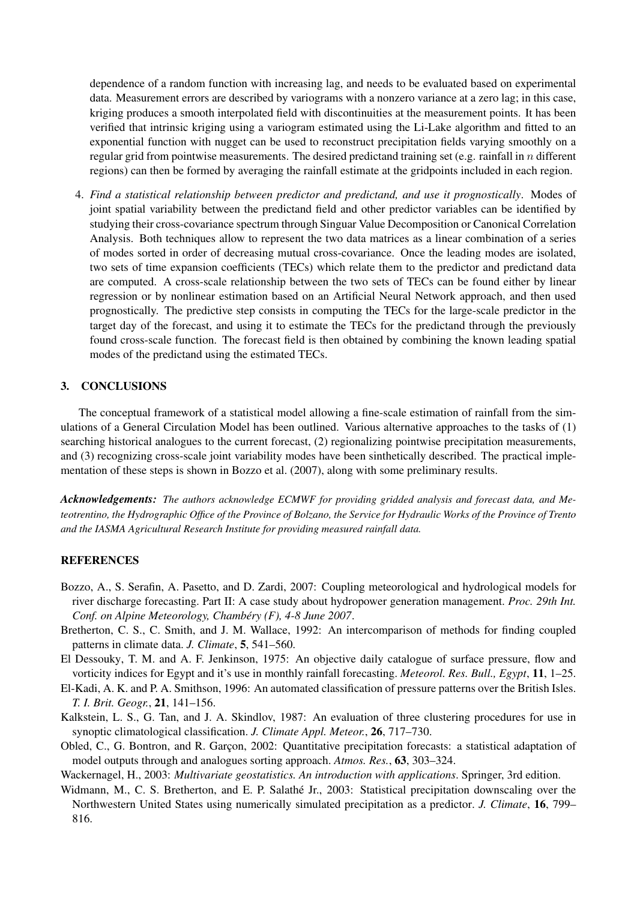dependence of a random function with increasing lag, and needs to be evaluated based on experimental data. Measurement errors are described by variograms with a nonzero variance at a zero lag; in this case, kriging produces a smooth interpolated field with discontinuities at the measurement points. It has been verified that intrinsic kriging using a variogram estimated using the Li-Lake algorithm and fitted to an exponential function with nugget can be used to reconstruct precipitation fields varying smoothly on a regular grid from pointwise measurements. The desired predictand training set (e.g. rainfall in $n$ different regions) can then be formed by averaging the rainfall estimate at the gridpoints included in each region.

4. *Find a statistical relationship between predictor and predictand, and use it prognostically*. Modes of joint spatial variability between the predictand field and other predictor variables can be identified by studying their cross-covariance spectrum through Singuar Value Decomposition or Canonical Correlation Analysis. Both techniques allow to represent the two data matrices as a linear combination of a series of modes sorted in order of decreasing mutual cross-covariance. Once the leading modes are isolated, two sets of time expansion coefficients (TECs) which relate them to the predictor and predictand data are computed. A cross-scale relationship between the two sets of TECs can be found either by linear regression or by nonlinear estimation based on an Artificial Neural Network approach, and then used prognostically. The predictive step consists in computing the TECs for the large-scale predictor in the target day of the forecast, and using it to estimate the TECs for the predictand through the previously found cross-scale function. The forecast field is then obtained by combining the known leading spatial modes of the predictand using the estimated TECs.

## 3. CONCLUSIONS

The conceptual framework of a statistical model allowing a fine-scale estimation of rainfall from the simulations of a General Circulation Model has been outlined. Various alternative approaches to the tasks of (1) searching historical analogues to the current forecast, (2) regionalizing pointwise precipitation measurements, and (3) recognizing cross-scale joint variability modes have been sinthetically described. The practical implementation of these steps is shown in Bozzo et al. (2007), along with some preliminary results.

***Acknowledgements:*** *The authors acknowledge ECMWF for providing gridded analysis and forecast data, and Meteotrentino, the Hydrographic Office of the Province of Bolzano, the Service for Hydraulic Works of the Province of Trento and the IASMA Agricultural Research Institute for providing measured rainfall data.*

## REFERENCES

Bozzo, A., S. Serafin, A. Pasetto, and D. Zardi, 2007: Coupling meteorological and hydrological models for river discharge forecasting. Part II: A case study about hydropower generation management. *Proc. 29th Int. Conf. on Alpine Meteorology, Chambéry (F), 4-8 June 2007*.

Bretherton, C. S., C. Smith, and J. M. Wallace, 1992: An intercomparison of methods for finding coupled patterns in climate data. *J. Climate*, **5**, 541–560.

El Dessouky, T. M. and A. F. Jenkinson, 1975: An objective daily catalogue of surface pressure, flow and vorticity indices for Egypt and it's use in monthly rainfall forecasting. *Meteorol. Res. Bull., Egypt*, **11**, 1–25.

El-Kadi, A. K. and P. A. Smithson, 1996: An automated classification of pressure patterns over the British Isles. *T. I. Brit. Geogr.*, **21**, 141–156.

Kalkstein, L. S., G. Tan, and J. A. Skindlov, 1987: An evaluation of three clustering procedures for use in synoptic climatological classification. *J. Climate Appl. Meteor.*, **26**, 717–730.

Obled, C., G. Bontron, and R. Garçon, 2002: Quantitative precipitation forecasts: a statistical adaptation of model outputs through and analogues sorting approach. *Atmos. Res.*, **63**, 303–324.

Wackernagel, H., 2003: *Multivariate geostatistics. An introduction with applications*. Springer, 3rd edition.

Widmann, M., C. S. Bretherton, and E. P. Salathé Jr., 2003: Statistical precipitation downscaling over the Northwestern United States using numerically simulated precipitation as a predictor. *J. Climate*, **16**, 799–816.